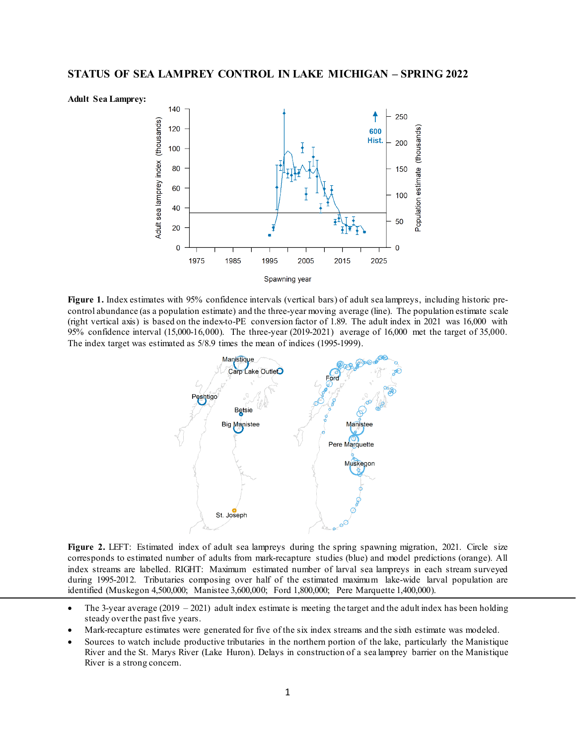# STATUS OF SEA LAMPREY CONTROL IN LAKE MICHIGAN – SPRING 2022

**Adult Sea Lamprey:**

**Figure 1.** Index estimates with 95% confidence intervals (vertical bars) of adult sea lampreys, including historic pre-control abundance (as a population estimate) and the three-year moving average (line). The population estimate scale (right vertical axis) is based on the index-to-PE conversion factor of 1.89. The adult index in 2021 was 16,000 with 95% confidence interval (15,000-16,000). The three-year (2019-2021) average of 16,000 met the target of 35,000. The index target was estimated as 5/8.9 times the mean of indices (1995-1999).

**Figure 2.** LEFT: Estimated index of adult sea lampreys during the spring spawning migration, 2021. Circle size corresponds to estimated number of adults from mark-recapture studies (blue) and model predictions (orange). All index streams are labelled. RIGHT: Maximum estimated number of larval sea lampreys in each stream surveyed during 1995-2012. Tributaries composing over half of the estimated maximum lake-wide larval population are identified (Muskegon 4,500,000; Manistee 3,600,000; Ford 1,800,000; Pere Marquette 1,400,000).

- The 3-year average (2019 – 2021) adult index estimate is meeting the target and the adult index has been holding steady over the past five years.
- Mark-recapture estimates were generated for five of the six index streams and the sixth estimate was modeled.
- Sources to watch include productive tributaries in the northern portion of the lake, particularly the Manistique River and the St. Marys River (Lake Huron). Delays in construction of a sea lamprey barrier on the Manistique River is a strong concern.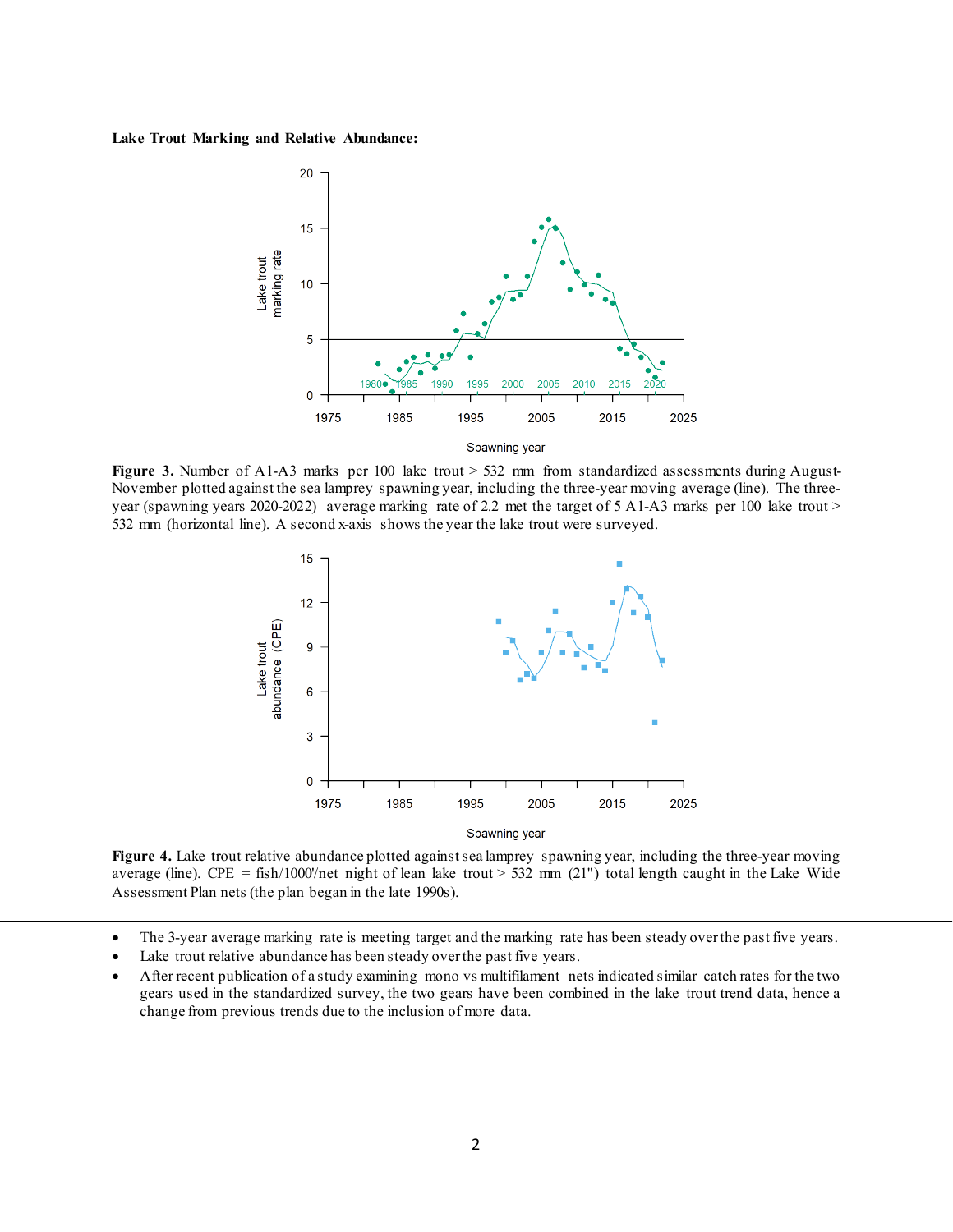**Lake Trout Marking and Relative Abundance:**

**Figure 3.** Number of A1-A3 marks per 100 lake trout > 532 mm from standardized assessments during August-November plotted against the sea lamprey spawning year, including the three-year moving average (line). The three-year (spawning years 2020-2022) average marking rate of 2.2 met the target of 5 A1-A3 marks per 100 lake trout > 532 mm (horizontal line). A second x-axis shows the year the lake trout were surveyed.

**Figure 4.** Lake trout relative abundance plotted against sea lamprey spawning year, including the three-year moving average (line). CPE = fish/1000'/net night of lean lake trout > 532 mm (21") total length caught in the Lake Wide Assessment Plan nets (the plan began in the late 1990s).

---

- The 3-year average marking rate is meeting target and the marking rate has been steady over the past five years.
- Lake trout relative abundance has been steady over the past five years.
- After recent publication of a study examining mono vs multifilament nets indicated similar catch rates for the two gears used in the standardized survey, the two gears have been combined in the lake trout trend data, hence a change from previous trends due to the inclusion of more data.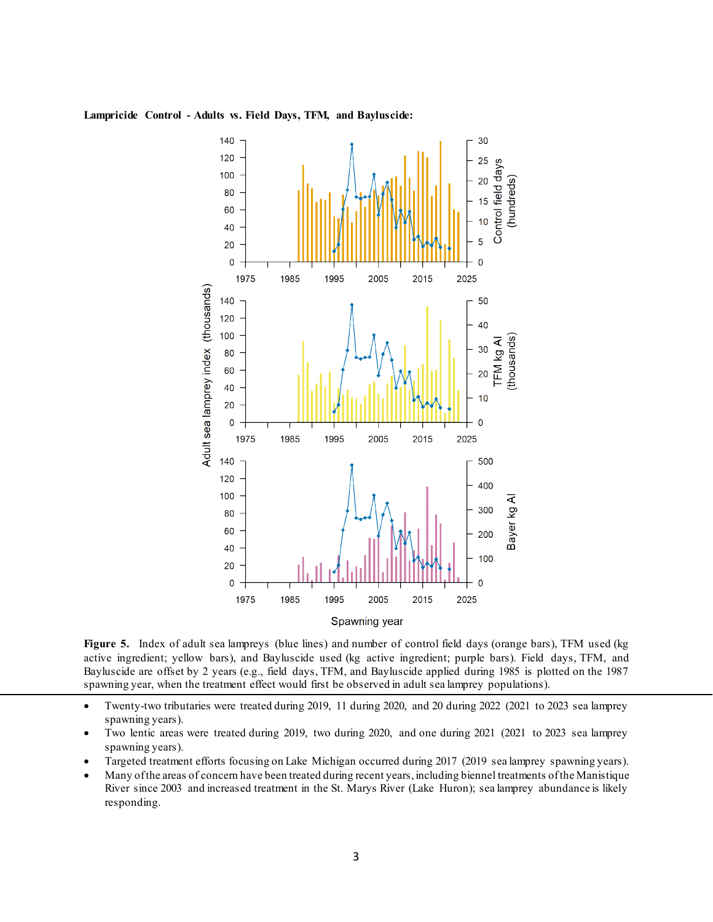**Lampricide Control - Adults vs. Field Days, TFM, and Bayluscide:**

Adult sea lamprey index (thousands)

Control field days (hundreds)

TFM kg AI (thousands)

Bayer kg AI

Spawning year

**Figure 5.** Index of adult sea lampreys (blue lines) and number of control field days (orange bars), TFM used (kg active ingredient; yellow bars), and Bayluscide used (kg active ingredient; purple bars). Field days, TFM, and Bayluscide are offset by 2 years (e.g., field days, TFM, and Bayluscide applied during 1985 is plotted on the 1987 spawning year, when the treatment effect would first be observed in adult sea lamprey populations).

- Twenty-two tributaries were treated during 2019, 11 during 2020, and 20 during 2022 (2021 to 2023 sea lamprey spawning years).
- Two lentic areas were treated during 2019, two during 2020, and one during 2021 (2021 to 2023 sea lamprey spawning years).
- Targeted treatment efforts focusing on Lake Michigan occurred during 2017 (2019 sea lamprey spawning years).
- Many of the areas of concern have been treated during recent years, including biennel treatments of the Manistique River since 2003 and increased treatment in the St. Marys River (Lake Huron); sea lamprey abundance is likely responding.